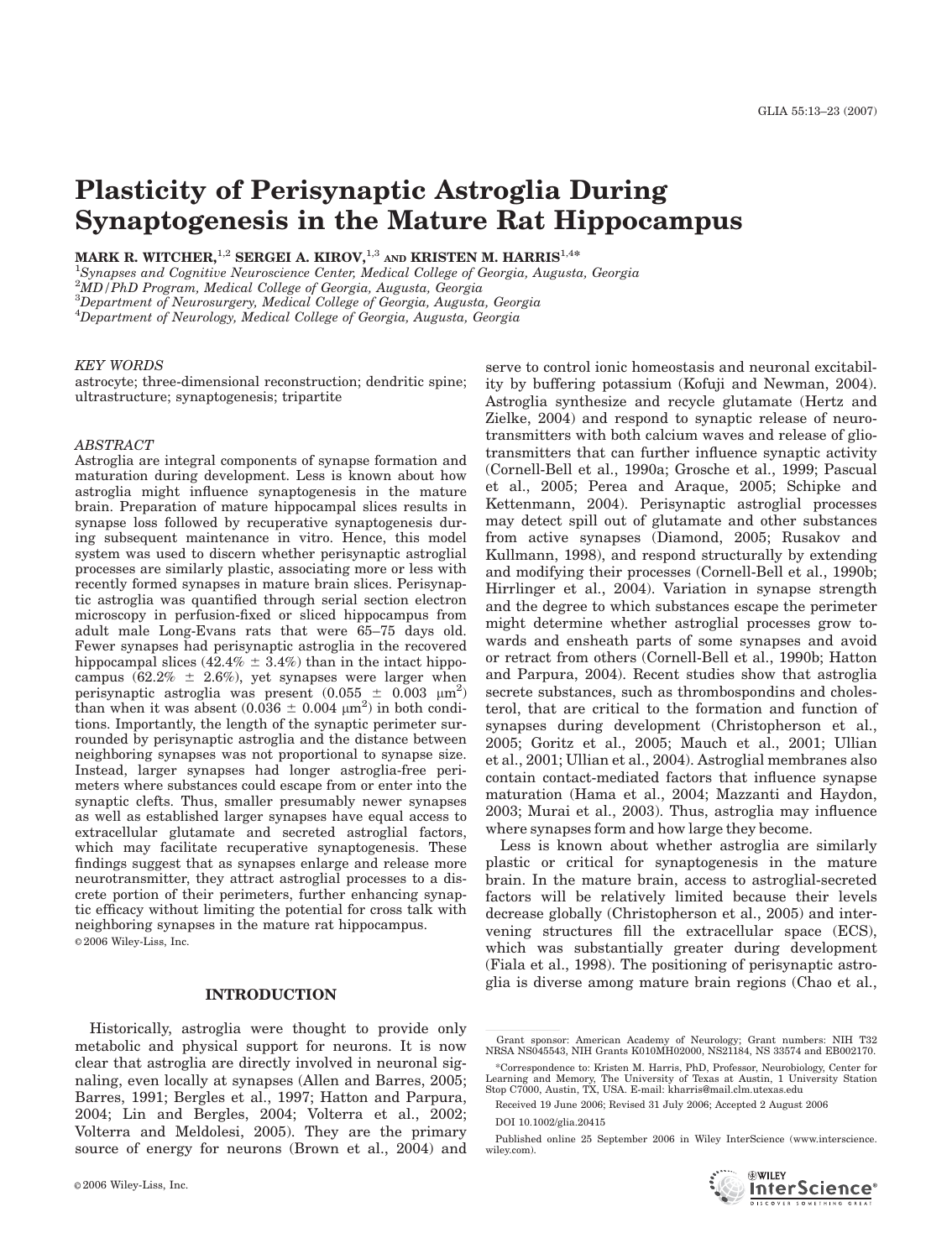# Plasticity of Perisynaptic Astroglia During Synaptogenesis in the Mature Rat Hippocampus

**MARK R. WITCHER,[1,2] SERGEI A. KIROV,[1,3] AND KRISTEN M. HARRIS[1,4]***

[1]*Synapses and Cognitive Neuroscience Center, Medical College of Georgia, Augusta, Georgia*
[2]*MD/PhD Program, Medical College of Georgia, Augusta, Georgia*
[3]*Department of Neurosurgery, Medical College of Georgia, Augusta, Georgia*
[4]*Department of Neurology, Medical College of Georgia, Augusta, Georgia*

*KEY WORDS*
astrocyte; three-dimensional reconstruction; dendritic spine; ultrastructure; synaptogenesis; tripartite

*ABSTRACT*
Astroglia are integral components of synapse formation and maturation during development. Less is known about how astroglia might influence synaptogenesis in the mature brain. Preparation of mature hippocampal slices results in synapse loss followed by recuperative synaptogenesis during subsequent maintenance in vitro. Hence, this model system was used to discern whether perisynaptic astroglial processes are similarly plastic, associating more or less with recently formed synapses in mature brain slices. Perisynaptic astroglia was quantified through serial section electron microscopy in perfusion-fixed or sliced hippocampus from adult male Long-Evans rats that were 65–75 days old. Fewer synapses had perisynaptic astroglia in the recovered hippocampal slices (42.4% ± 3.4%) than in the intact hippocampus (62.2% ± 2.6%), yet synapses were larger when perisynaptic astroglia was present (0.055 ± 0.003 $\mu m^2$) than when it was absent (0.036 ± 0.004 $\mu m^2$) in both conditions. Importantly, the length of the synaptic perimeter surrounded by perisynaptic astroglia and the distance between neighboring synapses was not proportional to synapse size. Instead, larger synapses had longer astroglia-free perimeters where substances could escape from or enter into the synaptic clefts. Thus, smaller presumably newer synapses as well as established larger synapses have equal access to extracellular glutamate and secreted astroglial factors, which may facilitate recuperative synaptogenesis. These findings suggest that as synapses enlarge and release more neurotransmitter, they attract astroglial processes to a discrete portion of their perimeters, further enhancing synaptic efficacy without limiting the potential for cross talk with neighboring synapses in the mature rat hippocampus.
© 2006 Wiley-Liss, Inc.

## INTRODUCTION

Historically, astroglia were thought to provide only metabolic and physical support for neurons. It is now clear that astroglia are directly involved in neuronal signaling, even locally at synapses (Allen and Barres, 2005; Barres, 1991; Bergles et al., 1997; Hatton and Parpura, 2004; Lin and Bergles, 2004; Volterra et al., 2002; Volterra and Meldolesi, 2005). They are the primary source of energy for neurons (Brown et al., 2004) and serve to control ionic homeostasis and neuronal excitability by buffering potassium (Kofuji and Newman, 2004). Astroglia synthesize and recycle glutamate (Hertz and Zielke, 2004) and respond to synaptic release of neurotransmitters with both calcium waves and release of gliotransmitters that can further influence synaptic activity (Cornell-Bell et al., 1990a; Grosche et al., 1999; Pascual et al., 2005; Perea and Araque, 2005; Schipke and Kettenmann, 2004). Perisynaptic astroglial processes may detect spill out of glutamate and other substances from active synapses (Diamond, 2005; Rusakov and Kullmann, 1998), and respond structurally by extending and modifying their processes (Cornell-Bell et al., 1990b; Hirrlinger et al., 2004). Variation in synapse strength and the degree to which substances escape the perimeter might determine whether astroglial processes grow towards and ensheath parts of some synapses and avoid or retract from others (Cornell-Bell et al., 1990b; Hatton and Parpura, 2004). Recent studies show that astroglia secrete substances, such as thrombospondins and cholesterol, that are critical to the formation and function of synapses during development (Christopherson et al., 2005; Goritz et al., 2005; Mauch et al., 2001; Ullian et al., 2001; Ullian et al., 2004). Astroglial membranes also contain contact-mediated factors that influence synapse maturation (Hama et al., 2004; Mazzanti and Haydon, 2003; Murai et al., 2003). Thus, astroglia may influence where synapses form and how large they become.

Less is known about whether astroglia are similarly plastic or critical for synaptogenesis in the mature brain. In the mature brain, access to astroglial-secreted factors will be relatively limited because their levels decrease globally (Christopherson et al., 2005) and intervening structures fill the extracellular space (ECS), which was substantially greater during development (Fiala et al., 1998). The positioning of perisynaptic astroglia is diverse among mature brain regions (Chao et al.,

Grant sponsor: American Academy of Neurology; Grant numbers: NIH T32 NRSA NS045543, NIH Grants K010MH02000, NS21184, NS 33574 and EB002170.

*Correspondence to: Kristen M. Harris, PhD, Professor, Neurobiology, Center for Learning and Memory, The University of Texas at Austin, 1 University Station Stop C7000, Austin, TX, USA. E-mail: kharris@mail.clm.utexas.edu

Received 19 June 2006; Revised 31 July 2006; Accepted 2 August 2006

DOI 10.1002/glia.20415

Published online 25 September 2006 in Wiley InterScience (www.interscience.wiley.com).

© 2006 Wiley-Liss, Inc.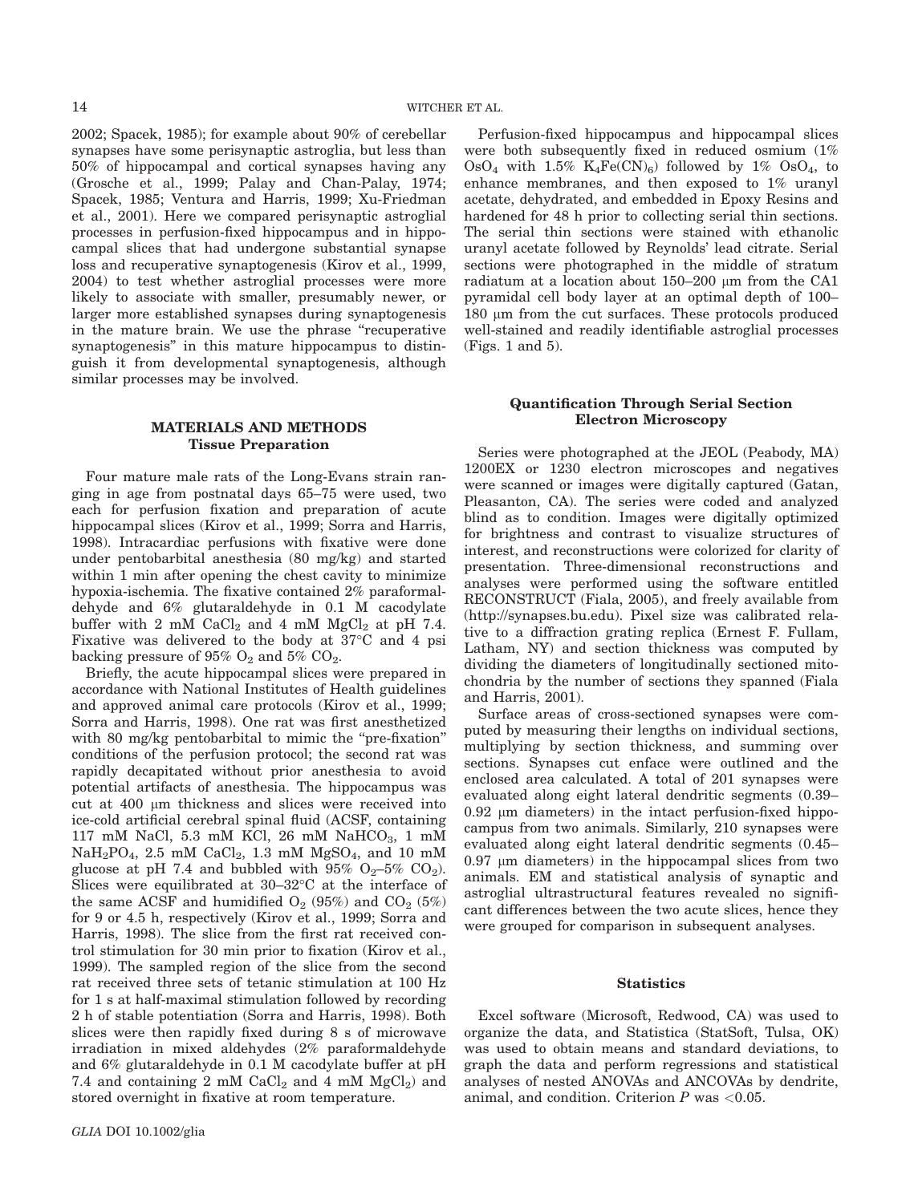2002; Spacek, 1985); for example about 90% of cerebellar synapses have some perisynaptic astroglia, but less than 50% of hippocampal and cortical synapses having any (Grosche et al., 1999; Palay and Chan-Palay, 1974; Spacek, 1985; Ventura and Harris, 1999; Xu-Friedman et al., 2001). Here we compared perisynaptic astroglial processes in perfusion-fixed hippocampus and in hippocampal slices that had undergone substantial synapse loss and recuperative synaptogenesis (Kirov et al., 1999, 2004) to test whether astroglial processes were more likely to associate with smaller, presumably newer, or larger more established synapses during synaptogenesis in the mature brain. We use the phrase "recuperative synaptogenesis" in this mature hippocampus to distinguish it from developmental synaptogenesis, although similar processes may be involved.

## MATERIALS AND METHODS

### Tissue Preparation

Four mature male rats of the Long-Evans strain ranging in age from postnatal days 65–75 were used, two each for perfusion fixation and preparation of acute hippocampal slices (Kirov et al., 1999; Sorra and Harris, 1998). Intracardiac perfusions with fixative were done under pentobarbital anesthesia (80 mg/kg) and started within 1 min after opening the chest cavity to minimize hypoxia-ischemia. The fixative contained 2% paraformaldehyde and 6% glutaraldehyde in 0.1 M cacodylate buffer with 2 mM $CaCl_2$ and 4 mM $MgCl_2$ at pH 7.4. Fixative was delivered to the body at 37°C and 4 psi backing pressure of 95% $O_2$ and 5% $CO_2$.

Briefly, the acute hippocampal slices were prepared in accordance with National Institutes of Health guidelines and approved animal care protocols (Kirov et al., 1999; Sorra and Harris, 1998). One rat was first anesthetized with 80 mg/kg pentobarbital to mimic the "pre-fixation" conditions of the perfusion protocol; the second rat was rapidly decapitated without prior anesthesia to avoid potential artifacts of anesthesia. The hippocampus was cut at 400 μm thickness and slices were received into ice-cold artificial cerebral spinal fluid (ACSF, containing 117 mM NaCl, 5.3 mM KCl, 26 mM $NaHCO_3$, 1 mM $NaH_2PO_4$, 2.5 mM $CaCl_2$, 1.3 mM $MgSO_4$, and 10 mM glucose at pH 7.4 and bubbled with 95% $O_2$–5% $CO_2$). Slices were equilibrated at 30–32°C at the interface of the same ACSF and humidified $O_2$ (95%) and $CO_2$ (5%) for 9 or 4.5 h, respectively (Kirov et al., 1999; Sorra and Harris, 1998). The slice from the first rat received control stimulation for 30 min prior to fixation (Kirov et al., 1999). The sampled region of the slice from the second rat received three sets of tetanic stimulation at 100 Hz for 1 s at half-maximal stimulation followed by recording 2 h of stable potentiation (Sorra and Harris, 1998). Both slices were then rapidly fixed during 8 s of microwave irradiation in mixed aldehydes (2% paraformaldehyde and 6% glutaraldehyde in 0.1 M cacodylate buffer at pH 7.4 and containing 2 mM $CaCl_2$ and 4 mM $MgCl_2$) and stored overnight in fixative at room temperature.

Perfusion-fixed hippocampus and hippocampal slices were both subsequently fixed in reduced osmium (1% $OsO_4$ with 1.5% $K_4Fe(CN)_6$) followed by 1% $OsO_4$, to enhance membranes, and then exposed to 1% uranyl acetate, dehydrated, and embedded in Epoxy Resins and hardened for 48 h prior to collecting serial thin sections. The serial thin sections were stained with ethanolic uranyl acetate followed by Reynolds' lead citrate. Serial sections were photographed in the middle of stratum radiatum at a location about 150–200 μm from the CA1 pyramidal cell body layer at an optimal depth of 100–180 μm from the cut surfaces. These protocols produced well-stained and readily identifiable astroglial processes (Figs. 1 and 5).

### Quantification Through Serial Section Electron Microscopy

Series were photographed at the JEOL (Peabody, MA) 1200EX or 1230 electron microscopes and negatives were scanned or images were digitally captured (Gatan, Pleasanton, CA). The series were coded and analyzed blind as to condition. Images were digitally optimized for brightness and contrast to visualize structures of interest, and reconstructions were colorized for clarity of presentation. Three-dimensional reconstructions and analyses were performed using the software entitled RECONSTRUCT (Fiala, 2005), and freely available from (http://synapses.bu.edu). Pixel size was calibrated relative to a diffraction grating replica (Ernest F. Fullam, Latham, NY) and section thickness was computed by dividing the diameters of longitudinally sectioned mitochondria by the number of sections they spanned (Fiala and Harris, 2001).

Surface areas of cross-sectioned synapses were computed by measuring their lengths on individual sections, multiplying by section thickness, and summing over sections. Synapses cut enface were outlined and the enclosed area calculated. A total of 201 synapses were evaluated along eight lateral dendritic segments (0.39–0.92 μm diameters) in the intact perfusion-fixed hippocampus from two animals. Similarly, 210 synapses were evaluated along eight lateral dendritic segments (0.45–0.97 μm diameters) in the hippocampal slices from two animals. EM and statistical analysis of synaptic and astroglial ultrastructural features revealed no significant differences between the two acute slices, hence they were grouped for comparison in subsequent analyses.

### Statistics

Excel software (Microsoft, Redwood, CA) was used to organize the data, and Statistica (StatSoft, Tulsa, OK) was used to obtain means and standard deviations, to graph the data and perform regressions and statistical analyses of nested ANOVAs and ANCOVAs by dendrite, animal, and condition. Criterion $P$ was $<0.05$.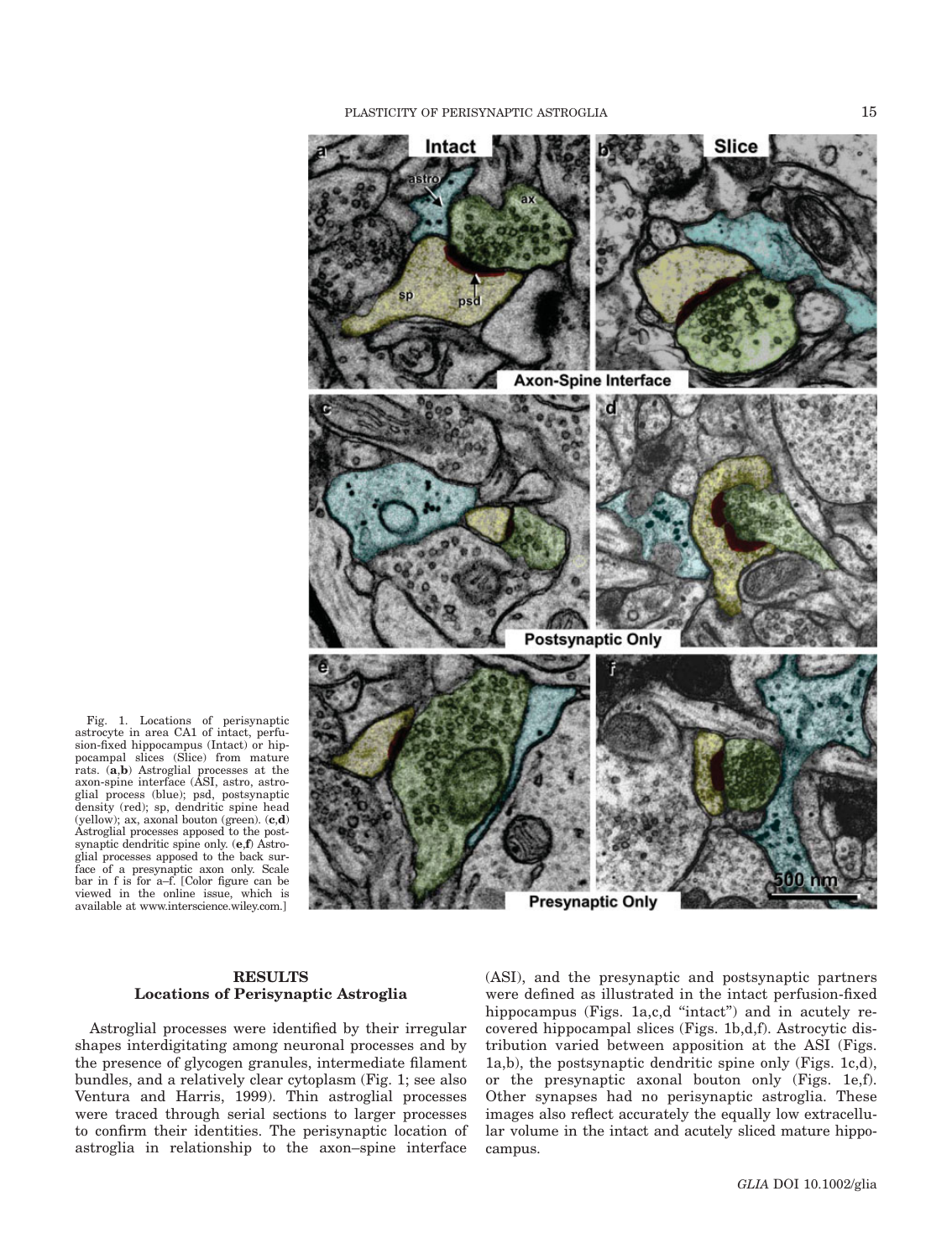Fig. 1. Locations of perisynaptic astrocyte in area CA1 of intact, perfusion-fixed hippocampus (Intact) or hippocampal slices (Slice) from mature rats. (**a**,**b**) Astroglial processes at the axon-spine interface (ASI, astro, astroglial process (blue); psd, postsynaptic density (red); sp, dendritic spine head (yellow); ax, axonal bouton (green). (**c**,**d**) Astroglial processes apposed to the postsynaptic dendritic spine only. (**e**,**f**) Astroglial processes apposed to the back surface of a presynaptic axon only. Scale bar in f is for a–f. [Color figure can be viewed in the online issue, which is available at www.interscience.wiley.com.]

## RESULTS

### Locations of Perisynaptic Astroglia

Astroglial processes were identified by their irregular shapes interdigitating among neuronal processes and by the presence of glycogen granules, intermediate filament bundles, and a relatively clear cytoplasm (Fig. 1; see also Ventura and Harris, 1999). Thin astroglial processes were traced through serial sections to larger processes to confirm their identities. The perisynaptic location of astroglia in relationship to the axon–spine interface (ASI), and the presynaptic and postsynaptic partners were defined as illustrated in the intact perfusion-fixed hippocampus (Figs. 1a,c,d "intact") and in acutely recovered hippocampal slices (Figs. 1b,d,f). Astrocytic distribution varied between apposition at the ASI (Figs. 1a,b), the postsynaptic dendritic spine only (Figs. 1c,d), or the presynaptic axonal bouton only (Figs. 1e,f). Other synapses had no perisynaptic astroglia. These images also reflect accurately the equally low extracellular volume in the intact and acutely sliced mature hippocampus.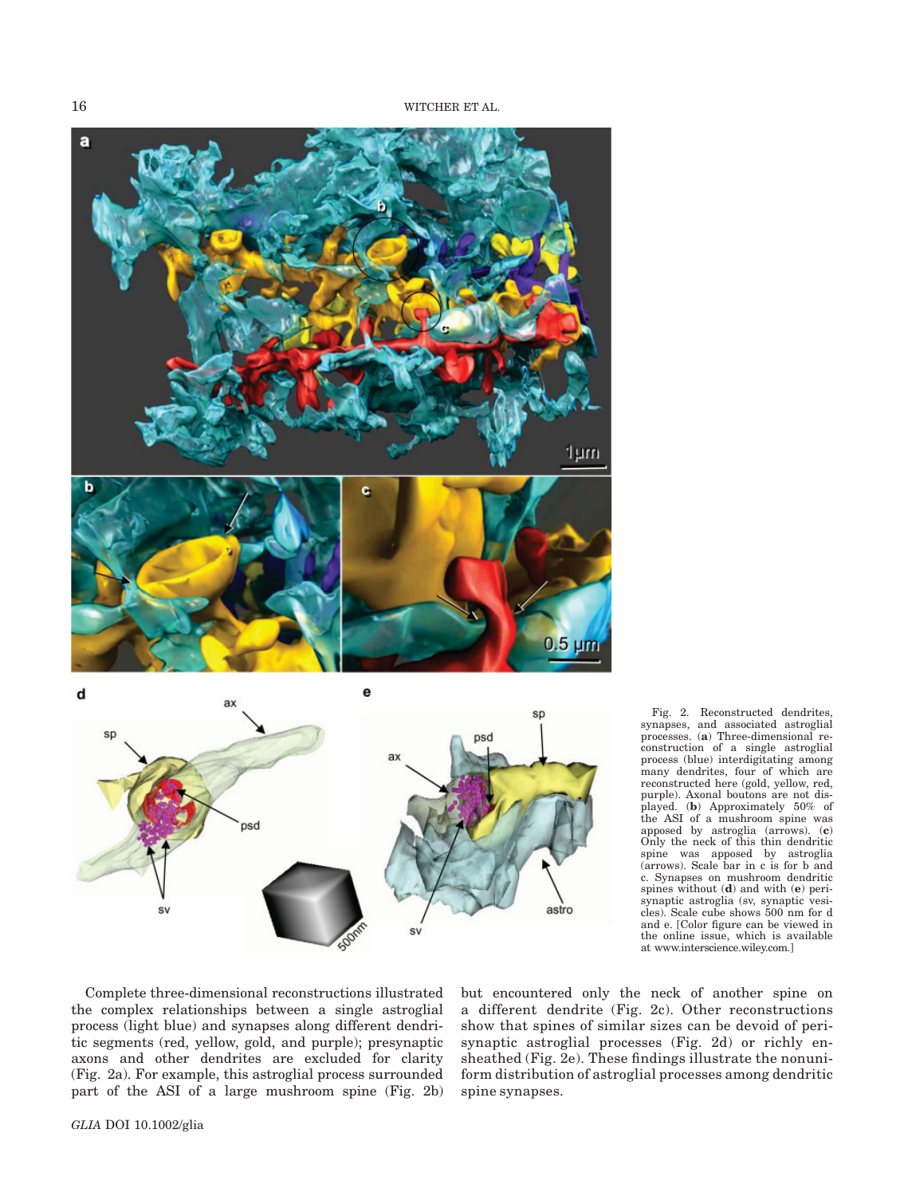Fig. 2. Reconstructed dendrites, synapses, and associated astroglial processes. (**a**) Three-dimensional reconstruction of a single astroglial process (blue) interdigitating among many dendrites, four of which are reconstructed here (gold, yellow, red, purple). Axonal boutons are not displayed. (**b**) Approximately 50% of the ASI of a mushroom spine was apposed by astroglia (arrows). (**c**) Only the neck of this thin dendritic spine was apposed by astroglia (arrows). Scale bar in c is for b and c. Synapses on mushroom dendritic spines without (**d**) and with (**e**) perisynaptic astroglia (sv, synaptic vesicles). Scale cube shows 500 nm for d and e. [Color figure can be viewed in the online issue, which is available at www.interscience.wiley.com.]

Complete three-dimensional reconstructions illustrated the complex relationships between a single astroglial process (light blue) and synapses along different dendritic segments (red, yellow, gold, and purple); presynaptic axons and other dendrites are excluded for clarity (Fig. 2a). For example, this astroglial process surrounded part of the ASI of a large mushroom spine (Fig. 2b) but encountered only the neck of another spine on a different dendrite (Fig. 2c). Other reconstructions show that spines of similar sizes can be devoid of perisynaptic astroglial processes (Fig. 2d) or richly ensheathed (Fig. 2e). These findings illustrate the nonuniform distribution of astroglial processes among dendritic spine synapses.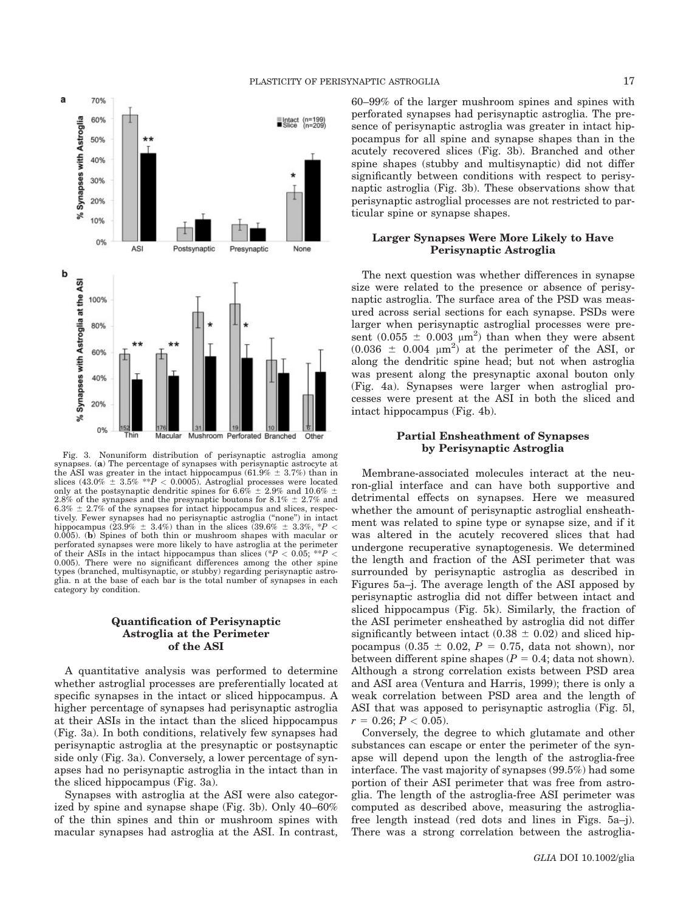Fig. 3. Nonuniform distribution of perisynaptic astroglia among synapses. (**a**) The percentage of synapses with perisynaptic astrocyte at the ASI was greater in the intact hippocampus (61.9% ± 3.7%) than in slices (43.0% ± 3.5% $^{**}P < 0.0005$). Astroglial processes were located only at the postsynaptic dendritic spines for 6.6% ± 2.9% and 10.6% ± 2.8% of the synapses and the presynaptic boutons for 8.1% ± 2.7% and 6.3% ± 2.7% of the synapses for intact hippocampus and slices, respectively. Fewer synapses had no perisynaptic astroglia ("none") in intact hippocampus (23.9% ± 3.4%) than in the slices (39.6% ± 3.3%, $^{*}P < 0.005$). (**b**) Spines of both thin or mushroom shapes with macular or perforated synapses were more likely to have astroglia at the perimeter of their ASIs in the intact hippocampus than slices ($^{*}P < 0.05$; $^{**}P < 0.005$). There were no significant differences among the other spine types (branched, multisynaptic, or stubby) regarding perisynaptic astroglia. n at the base of each bar is the total number of synapses in each category by condition.

### Quantification of Perisynaptic Astroglia at the Perimeter of the ASI

A quantitative analysis was performed to determine whether astroglial processes are preferentially located at specific synapses in the intact or sliced hippocampus. A higher percentage of synapses had perisynaptic astroglia at their ASIs in the intact than the sliced hippocampus (Fig. 3a). In both conditions, relatively few synapses had perisynaptic astroglia at the presynaptic or postsynaptic side only (Fig. 3a). Conversely, a lower percentage of synapses had no perisynaptic astroglia in the intact than in the sliced hippocampus (Fig. 3a).

Synapses with astroglia at the ASI were also categorized by spine and synapse shape (Fig. 3b). Only 40–60% of the thin spines and thin or mushroom spines with macular synapses had astroglia at the ASI. In contrast, 60–99% of the larger mushroom spines and spines with perforated synapses had perisynaptic astroglia. The presence of perisynaptic astroglia was greater in intact hippocampus for all spine and synapse shapes than in the acutely recovered slices (Fig. 3b). Branched and other spine shapes (stubby and multisynaptic) did not differ significantly between conditions with respect to perisynaptic astroglia (Fig. 3b). These observations show that perisynaptic astroglial processes are not restricted to particular spine or synapse shapes.

### Larger Synapses Were More Likely to Have Perisynaptic Astroglia

The next question was whether differences in synapse size were related to the presence or absence of perisynaptic astroglia. The surface area of the PSD was measured across serial sections for each synapse. PSDs were larger when perisynaptic astroglial processes were present (0.055 ± 0.003 $\mu m^2$) than when they were absent (0.036 ± 0.004 $\mu m^2$) at the perimeter of the ASI, or along the dendritic spine head; but not when astroglia was present along the presynaptic axonal bouton only (Fig. 4a). Synapses were larger when astroglial processes were present at the ASI in both the sliced and intact hippocampus (Fig. 4b).

### Partial Ensheathment of Synapses by Perisynaptic Astroglia

Membrane-associated molecules interact at the neuron-glial interface and can have both supportive and detrimental effects on synapses. Here we measured whether the amount of perisynaptic astroglial ensheathment was related to spine type or synapse size, and if it was altered in the acutely recovered slices that had undergone recuperative synaptogenesis. We determined the length and fraction of the ASI perimeter that was surrounded by perisynaptic astroglia as described in Figures 5a–j. The average length of the ASI apposed by perisynaptic astroglia did not differ between intact and sliced hippocampus (Fig. 5k). Similarly, the fraction of the ASI perimeter ensheathed by astroglia did not differ significantly between intact (0.38 ± 0.02) and sliced hippocampus (0.35 ± 0.02, $P = 0.75$, data not shown), nor between different spine shapes ($P = 0.4$; data not shown). Although a strong correlation exists between PSD area and ASI area (Ventura and Harris, 1999); there is only a weak correlation between PSD area and the length of ASI that was apposed to perisynaptic astroglia (Fig. 5l, $r = 0.26$; $P < 0.05$).

Conversely, the degree to which glutamate and other substances can escape or enter the perimeter of the synapse will depend upon the length of the astroglia-free interface. The vast majority of synapses (99.5%) had some portion of their ASI perimeter that was free from astroglia. The length of the astroglia-free ASI perimeter was computed as described above, measuring the astroglia-free length instead (red dots and lines in Figs. 5a–j). There was a strong correlation between the astroglia-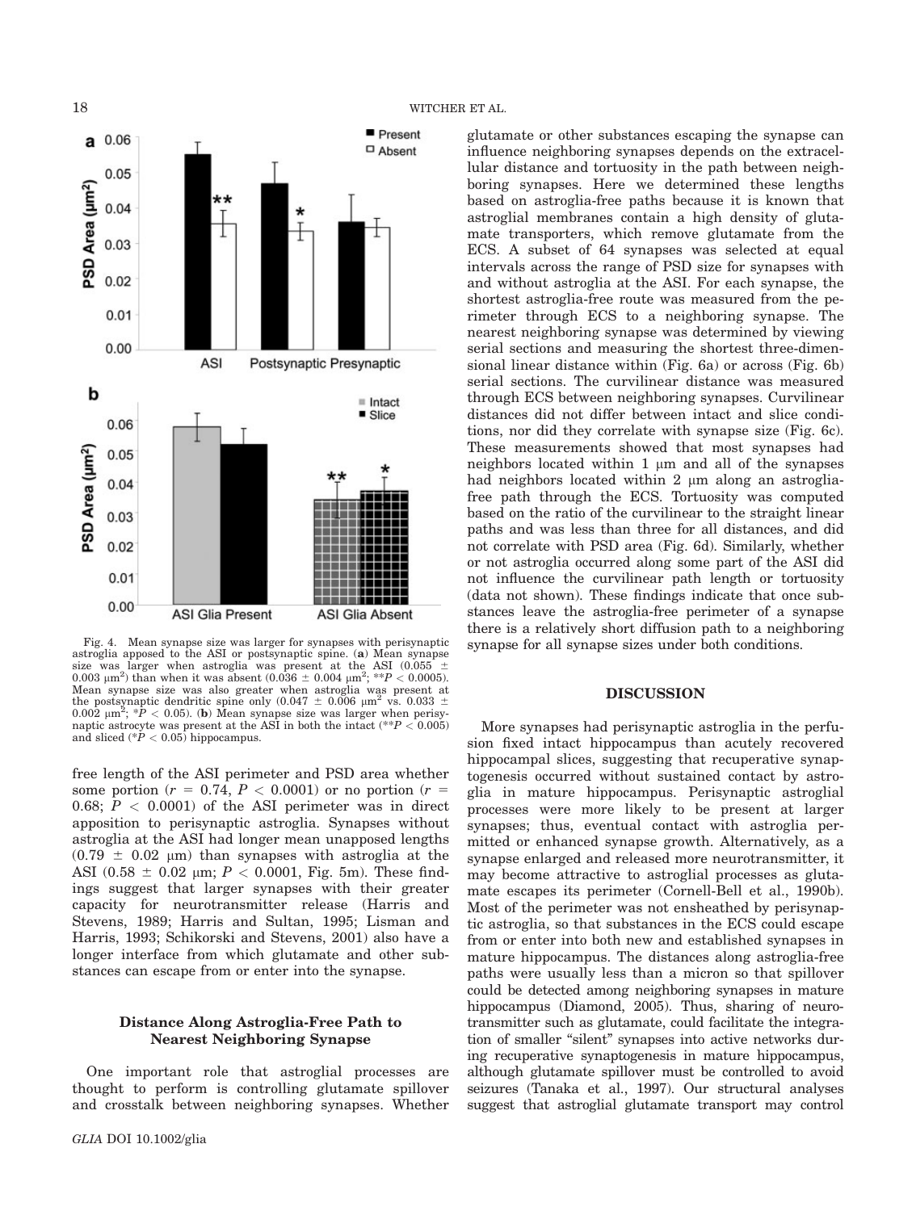Fig. 4. Mean synapse size was larger for synapses with perisynaptic astroglia apposed to the ASI or postsynaptic spine. (**a**) Mean synapse size was larger when astroglia was present at the ASI (0.055 ± 0.003 μm²) than when it was absent (0.036 ± 0.004 μm²; $^{**}P < 0.0005$). Mean synapse size was also greater when astroglia was present at the postsynaptic dendritic spine only (0.047 ± 0.006 μm² vs. 0.033 ± 0.002 μm²; $^{*}P < 0.05$). (**b**) Mean synapse size was larger when perisynaptic astrocyte was present at the ASI in both the intact ($^{**}P < 0.005$) and sliced ($^{*}P < 0.05$) hippocampus.

free length of the ASI perimeter and PSD area whether some portion ($r = 0.74$, $P < 0.0001$) or no portion ($r = 0.68$; $P < 0.0001$) of the ASI perimeter was in direct apposition to perisynaptic astroglia. Synapses without astroglia at the ASI had longer mean unapposed lengths (0.79 ± 0.02 μm) than synapses with astroglia at the ASI (0.58 ± 0.02 μm; $P < 0.0001$, Fig. 5m). These findings suggest that larger synapses with their greater capacity for neurotransmitter release (Harris and Stevens, 1989; Harris and Sultan, 1995; Lisman and Harris, 1993; Schikorski and Stevens, 2001) also have a longer interface from which glutamate and other substances can escape from or enter into the synapse.

### Distance Along Astroglia-Free Path to Nearest Neighboring Synapse

One important role that astroglial processes are thought to perform is controlling glutamate spillover and crosstalk between neighboring synapses. Whether glutamate or other substances escaping the synapse can influence neighboring synapses depends on the extracellular distance and tortuosity in the path between neighboring synapses. Here we determined these lengths based on astroglia-free paths because it is known that astroglial membranes contain a high density of glutamate transporters, which remove glutamate from the ECS. A subset of 64 synapses was selected at equal intervals across the range of PSD size for synapses with and without astroglia at the ASI. For each synapse, the shortest astroglia-free route was measured from the perimeter through ECS to a neighboring synapse. The nearest neighboring synapse was determined by viewing serial sections and measuring the shortest three-dimensional linear distance within (Fig. 6a) or across (Fig. 6b) serial sections. The curvilinear distance was measured through ECS between neighboring synapses. Curvilinear distances did not differ between intact and slice conditions, nor did they correlate with synapse size (Fig. 6c). These measurements showed that most synapses had neighbors located within 1 μm and all of the synapses had neighbors located within 2 μm along an astroglia-free path through the ECS. Tortuosity was computed based on the ratio of the curvilinear to the straight linear paths and was less than three for all distances, and did not correlate with PSD area (Fig. 6d). Similarly, whether or not astroglia occurred along some part of the ASI did not influence the curvilinear path length or tortuosity (data not shown). These findings indicate that once substances leave the astroglia-free perimeter of a synapse there is a relatively short diffusion path to a neighboring synapse for all synapse sizes under both conditions.

## DISCUSSION

More synapses had perisynaptic astroglia in the perfusion fixed intact hippocampus than acutely recovered hippocampal slices, suggesting that recuperative synaptogenesis occurred without sustained contact by astroglia in mature hippocampus. Perisynaptic astroglial processes were more likely to be present at larger synapses; thus, eventual contact with astroglia permitted or enhanced synapse growth. Alternatively, as a synapse enlarged and released more neurotransmitter, it may become attractive to astroglial processes as glutamate escapes its perimeter (Cornell-Bell et al., 1990b). Most of the perimeter was not ensheathed by perisynaptic astroglia, so that substances in the ECS could escape from or enter into both new and established synapses in mature hippocampus. The distances along astroglia-free paths were usually less than a micron so that spillover could be detected among neighboring synapses in mature hippocampus (Diamond, 2005). Thus, sharing of neurotransmitter such as glutamate, could facilitate the integration of smaller "silent" synapses into active networks during recuperative synaptogenesis in mature hippocampus, although glutamate spillover must be controlled to avoid seizures (Tanaka et al., 1997). Our structural analyses suggest that astroglial glutamate transport may control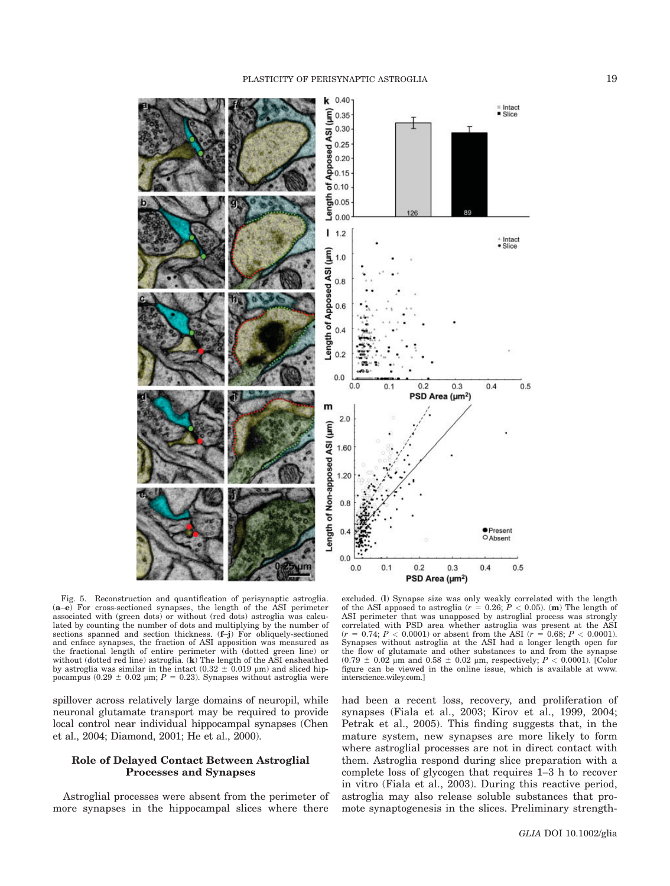Fig. 5. Reconstruction and quantification of perisynaptic astroglia. (**a–e**) For cross-sectioned synapses, the length of the ASI perimeter associated with (green dots) or without (red dots) astroglia was calculated by counting the number of dots and multiplying by the number of sections spanned and section thickness. (**f–j**) For obliquely-sectioned and enface synapses, the fraction of ASI apposition was measured as the fractional length of entire perimeter with (dotted green line) or without (dotted red line) astroglia. (**k**) The length of the ASI ensheathed by astroglia was similar in the intact (0.32 ± 0.019 μm) and sliced hippocampus (0.29 ± 0.02 μm; $P = 0.23$). Synapses without astroglia were excluded. (**l**) Synapse size was only weakly correlated with the length of the ASI apposed to astroglia ($r = 0.26$; $P < 0.05$). (**m**) The length of ASI perimeter that was unapposed by astroglial process was strongly correlated with PSD area whether astroglia was present at the ASI ($r = 0.74$; $P < 0.0001$) or absent from the ASI ($r = 0.68$; $P < 0.0001$). Synapses without astroglia at the ASI had a longer length open for the flow of glutamate and other substances to and from the synapse (0.79 ± 0.02 μm and 0.58 ± 0.02 μm, respectively; $P < 0.0001$). [Color figure can be viewed in the online issue, which is available at www.interscience.wiley.com.]

spillover across relatively large domains of neuropil, while neuronal glutamate transport may be required to provide local control near individual hippocampal synapses (Chen et al., 2004; Diamond, 2001; He et al., 2000).

## Role of Delayed Contact Between Astroglial Processes and Synapses

Astroglial processes were absent from the perimeter of more synapses in the hippocampal slices where there had been a recent loss, recovery, and proliferation of synapses (Fiala et al., 2003; Kirov et al., 1999, 2004; Petrak et al., 2005). This finding suggests that, in the mature system, new synapses are more likely to form where astroglial processes are not in direct contact with them. Astroglia respond during slice preparation with a complete loss of glycogen that requires 1–3 h to recover in vitro (Fiala et al., 2003). During this reactive period, astroglia may also release soluble substances that promote synaptogenesis in the slices. Preliminary strength-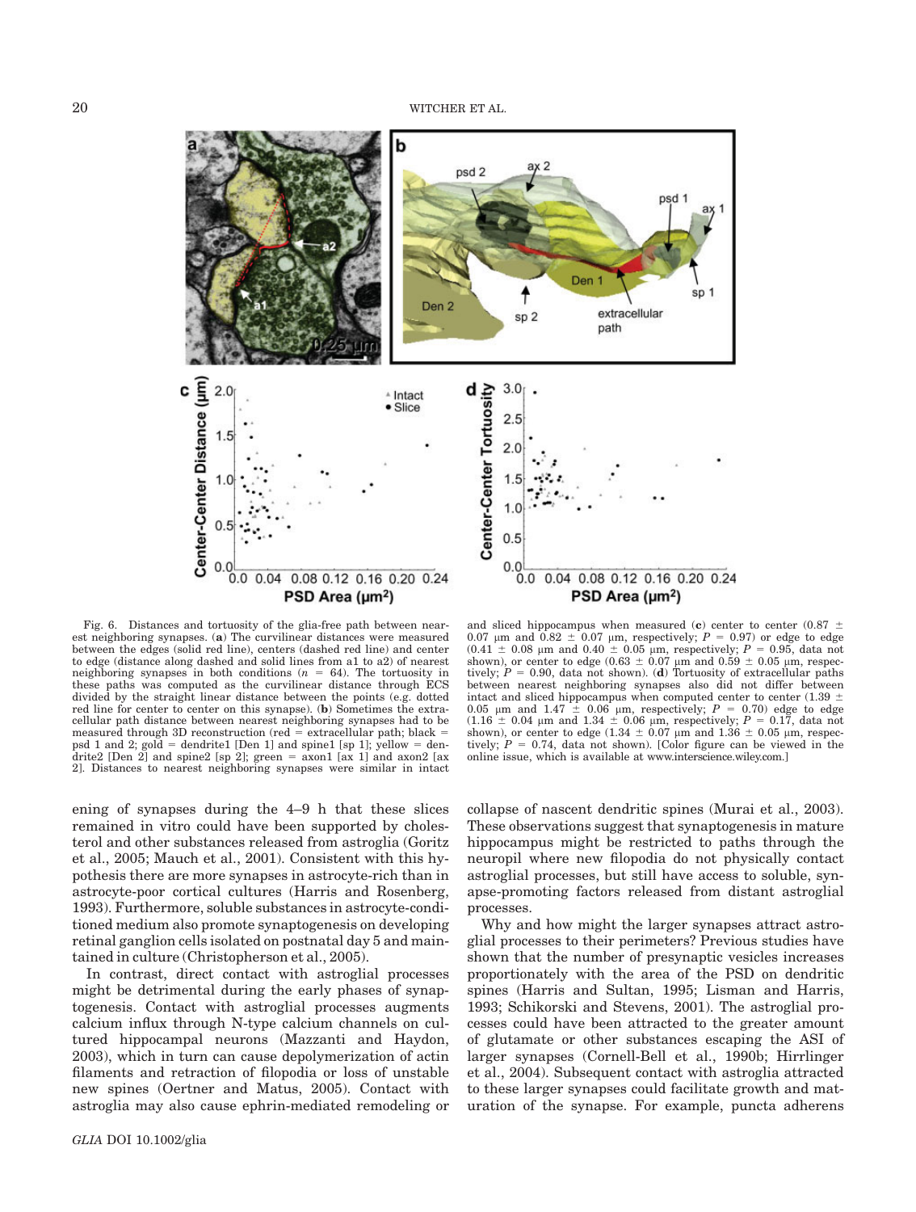Fig. 6. Distances and tortuosity of the glia-free path between nearest neighboring synapses. (**a**) The curvilinear distances were measured between the edges (solid red line), centers (dashed red line) and center to edge (distance along dashed and solid lines from a1 to a2) of nearest neighboring synapses in both conditions ($n$ = 64). The tortuosity in these paths was computed as the curvilinear distance through ECS divided by the straight linear distance between the points (e.g. dotted red line for center to center on this synapse). (**b**) Sometimes the extracellular path distance between nearest neighboring synapses had to be measured through 3D reconstruction (red = extracellular path; black = psd 1 and 2; gold = dendrite1 [Den 1] and spine1 [sp 1]; yellow = dendrite2 [Den 2] and spine2 [sp 2]; green = axon1 [ax 1] and axon2 [ax 2]. Distances to nearest neighboring synapses were similar in intact and sliced hippocampus when measured (**c**) center to center (0.87 ± 0.07 µm and 0.82 ± 0.07 µm, respectively; $P$ = 0.97) or edge to edge (0.41 ± 0.08 µm and 0.40 ± 0.05 µm, respectively; $P$ = 0.95, data not shown), or center to edge (0.63 ± 0.07 µm and 0.59 ± 0.05 µm, respectively; $P$ = 0.90, data not shown). (**d**) Tortuosity of extracellular paths between nearest neighboring synapses also did not differ between intact and sliced hippocampus when computed center to center (1.39 ± 0.05 µm and 1.47 ± 0.06 µm, respectively; $P$ = 0.70) edge to edge (1.16 ± 0.04 µm and 1.34 ± 0.06 µm, respectively; $P$ = 0.17, data not shown), or center to edge (1.34 ± 0.07 µm and 1.36 ± 0.05 µm, respectively; $P$ = 0.74, data not shown). [Color figure can be viewed in the online issue, which is available at www.interscience.wiley.com.]

ening of synapses during the 4–9 h that these slices remained in vitro could have been supported by cholesterol and other substances released from astroglia (Goritz et al., 2005; Mauch et al., 2001). Consistent with this hypothesis there are more synapses in astrocyte-rich than in astrocyte-poor cortical cultures (Harris and Rosenberg, 1993). Furthermore, soluble substances in astrocyte-conditioned medium also promote synaptogenesis on developing retinal ganglion cells isolated on postnatal day 5 and maintained in culture (Christopherson et al., 2005).

In contrast, direct contact with astroglial processes might be detrimental during the early phases of synaptogenesis. Contact with astroglial processes augments calcium influx through N-type calcium channels on cultured hippocampal neurons (Mazzanti and Haydon, 2003), which in turn can cause depolymerization of actin filaments and retraction of filopodia or loss of unstable new spines (Oertner and Matus, 2005). Contact with astroglia may also cause ephrin-mediated remodeling or collapse of nascent dendritic spines (Murai et al., 2003). These observations suggest that synaptogenesis in mature hippocampus might be restricted to paths through the neuropil where new filopodia do not physically contact astroglial processes, but still have access to soluble, synapse-promoting factors released from distant astroglial processes.

Why and how might the larger synapses attract astroglial processes to their perimeters? Previous studies have shown that the number of presynaptic vesicles increases proportionately with the area of the PSD on dendritic spines (Harris and Sultan, 1995; Lisman and Harris, 1993; Schikorski and Stevens, 2001). The astroglial processes could have been attracted to the greater amount of glutamate or other substances escaping the ASI of larger synapses (Cornell-Bell et al., 1990b; Hirrlinger et al., 2004). Subsequent contact with astroglia attracted to these larger synapses could facilitate growth and maturation of the synapse. For example, puncta adherens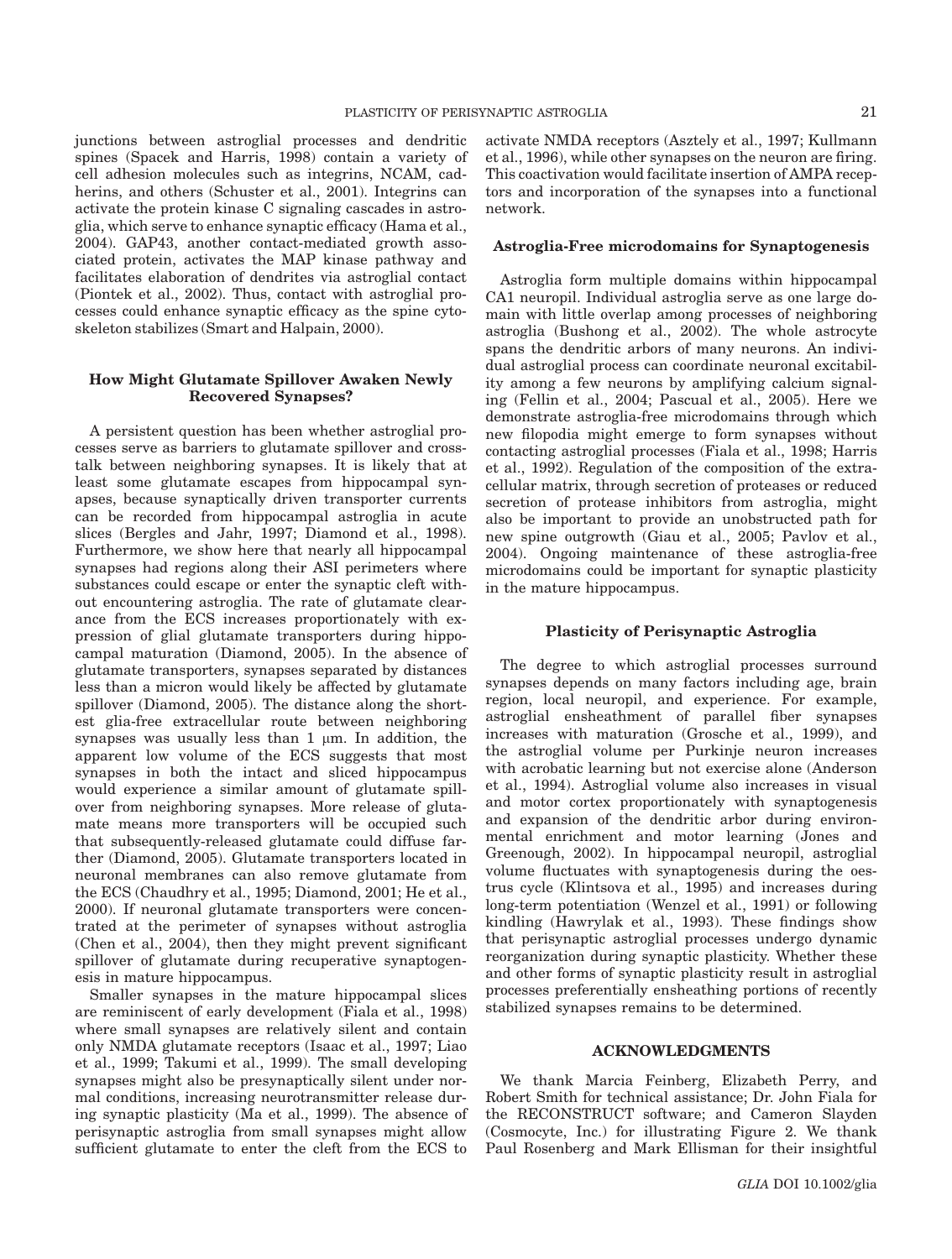junctions between astroglial processes and dendritic spines (Spacek and Harris, 1998) contain a variety of cell adhesion molecules such as integrins, NCAM, cadherins, and others (Schuster et al., 2001). Integrins can activate the protein kinase C signaling cascades in astroglia, which serve to enhance synaptic efficacy (Hama et al., 2004). GAP43, another contact-mediated growth associated protein, activates the MAP kinase pathway and facilitates elaboration of dendrites via astroglial contact (Piontek et al., 2002). Thus, contact with astroglial processes could enhance synaptic efficacy as the spine cytoskeleton stabilizes (Smart and Halpain, 2000).

### How Might Glutamate Spillover Awaken Newly Recovered Synapses?

A persistent question has been whether astroglial processes serve as barriers to glutamate spillover and crosstalk between neighboring synapses. It is likely that at least some glutamate escapes from hippocampal synapses, because synaptically driven transporter currents can be recorded from hippocampal astroglia in acute slices (Bergles and Jahr, 1997; Diamond et al., 1998). Furthermore, we show here that nearly all hippocampal synapses had regions along their ASI perimeters where substances could escape or enter the synaptic cleft without encountering astroglia. The rate of glutamate clearance from the ECS increases proportionately with expression of glial glutamate transporters during hippocampal maturation (Diamond, 2005). In the absence of glutamate transporters, synapses separated by distances less than a micron would likely be affected by glutamate spillover (Diamond, 2005). The distance along the shortest glia-free extracellular route between neighboring synapses was usually less than 1 μm. In addition, the apparent low volume of the ECS suggests that most synapses in both the intact and sliced hippocampus would experience a similar amount of glutamate spillover from neighboring synapses. More release of glutamate means more transporters will be occupied such that subsequently-released glutamate could diffuse farther (Diamond, 2005). Glutamate transporters located in neuronal membranes can also remove glutamate from the ECS (Chaudhry et al., 1995; Diamond, 2001; He et al., 2000). If neuronal glutamate transporters were concentrated at the perimeter of synapses without astroglia (Chen et al., 2004), then they might prevent significant spillover of glutamate during recuperative synaptogenesis in mature hippocampus.

Smaller synapses in the mature hippocampal slices are reminiscent of early development (Fiala et al., 1998) where small synapses are relatively silent and contain only NMDA glutamate receptors (Isaac et al., 1997; Liao et al., 1999; Takumi et al., 1999). The small developing synapses might also be presynaptically silent under normal conditions, increasing neurotransmitter release during synaptic plasticity (Ma et al., 1999). The absence of perisynaptic astroglia from small synapses might allow sufficient glutamate to enter the cleft from the ECS to activate NMDA receptors (Asztely et al., 1997; Kullmann et al., 1996), while other synapses on the neuron are firing. This coactivation would facilitate insertion of AMPA receptors and incorporation of the synapses into a functional network.

### Astroglia-Free microdomains for Synaptogenesis

Astroglia form multiple domains within hippocampal CA1 neuropil. Individual astroglia serve as one large domain with little overlap among processes of neighboring astroglia (Bushong et al., 2002). The whole astrocyte spans the dendritic arbors of many neurons. An individual astroglial process can coordinate neuronal excitability among a few neurons by amplifying calcium signaling (Fellin et al., 2004; Pascual et al., 2005). Here we demonstrate astroglia-free microdomains through which new filopodia might emerge to form synapses without contacting astroglial processes (Fiala et al., 1998; Harris et al., 1992). Regulation of the composition of the extracellular matrix, through secretion of proteases or reduced secretion of protease inhibitors from astroglia, might also be important to provide an unobstructed path for new spine outgrowth (Giau et al., 2005; Pavlov et al., 2004). Ongoing maintenance of these astroglia-free microdomains could be important for synaptic plasticity in the mature hippocampus.

### Plasticity of Perisynaptic Astroglia

The degree to which astroglial processes surround synapses depends on many factors including age, brain region, local neuropil, and experience. For example, astroglial ensheathment of parallel fiber synapses increases with maturation (Grosche et al., 1999), and the astroglial volume per Purkinje neuron increases with acrobatic learning but not exercise alone (Anderson et al., 1994). Astroglial volume also increases in visual and motor cortex proportionately with synaptogenesis and expansion of the dendritic arbor during environmental enrichment and motor learning (Jones and Greenough, 2002). In hippocampal neuropil, astroglial volume fluctuates with synaptogenesis during the oestrus cycle (Klintsova et al., 1995) and increases during long-term potentiation (Wenzel et al., 1991) or following kindling (Hawrylak et al., 1993). These findings show that perisynaptic astroglial processes undergo dynamic reorganization during synaptic plasticity. Whether these and other forms of synaptic plasticity result in astroglial processes preferentially ensheathing portions of recently stabilized synapses remains to be determined.

## ACKNOWLEDGMENTS

We thank Marcia Feinberg, Elizabeth Perry, and Robert Smith for technical assistance; Dr. John Fiala for the RECONSTRUCT software; and Cameron Slayden (Cosmocyte, Inc.) for illustrating Figure 2. We thank Paul Rosenberg and Mark Ellisman for their insightful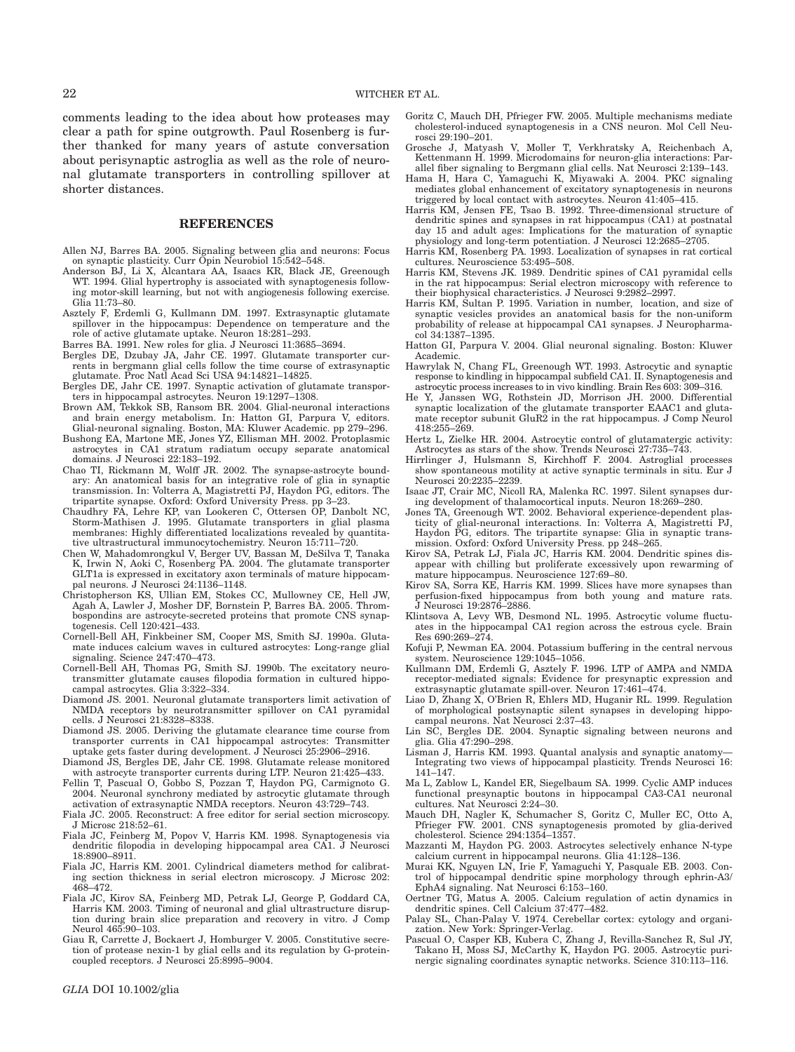comments leading to the idea about how proteases may clear a path for spine outgrowth. Paul Rosenberg is further thanked for many years of astute conversation about perisynaptic astroglia as well as the role of neuronal glutamate transporters in controlling spillover at shorter distances.

## REFERENCES

Allen NJ, Barres BA. 2005. Signaling between glia and neurons: Focus on synaptic plasticity. Curr Opin Neurobiol 15:542–548.

Anderson BJ, Li X, Alcantara AA, Isaacs KR, Black JE, Greenough WT. 1994. Glial hypertrophy is associated with synaptogenesis following motor-skill learning, but not with angiogenesis following exercise. Glia 11:73–80.

Asztely F, Erdemli G, Kullmann DM. 1997. Extrasynaptic glutamate spillover in the hippocampus: Dependence on temperature and the role of active glutamate uptake. Neuron 18:281–293.

Barres BA. 1991. New roles for glia. J Neurosci 11:3685–3694.

Bergles DE, Dzubay JA, Jahr CE. 1997. Glutamate transporter currents in bergmann glial cells follow the time course of extrasynaptic glutamate. Proc Natl Acad Sci USA 94:14821–14825.

Bergles DE, Jahr CE. 1997. Synaptic activation of glutamate transporters in hippocampal astrocytes. Neuron 19:1297–1308.

Brown AM, Tekkok SB, Ransom BR. 2004. Glial-neuronal interactions and brain energy metabolism. In: Hatton GI, Parpura V, editors. Glial-neuronal signaling. Boston, MA: Kluwer Academic. pp 279–296.

Bushong EA, Martone ME, Jones YZ, Ellisman MH. 2002. Protoplasmic astrocytes in CA1 stratum radiatum occupy separate anatomical domains. J Neurosci 22:183–192.

Chao TI, Rickmann M, Wolff JR. 2002. The synapse-astrocyte boundary: An anatomical basis for an integrative role of glia in synaptic transmission. In: Volterra A, Magistretti PJ, Haydon PG, editors. The tripartite synapse. Oxford: Oxford University Press. pp 3–23.

Chaudhry FA, Lehre KP, van Lookeren C, Ottersen OP, Danbolt NC, Storm-Mathisen J. 1995. Glutamate transporters in glial plasma membranes: Highly differentiated localizations revealed by quantitative ultrastructural immunocytochemistry. Neuron 15:711–720.

Chen W, Mahadomrongkul V, Berger UV, Bassan M, DeSilva T, Tanaka K, Irwin N, Aoki C, Rosenberg PA. 2004. The glutamate transporter GLT1a is expressed in excitatory axon terminals of mature hippocampal neurons. J Neurosci 24:1136–1148.

Christopherson KS, Ullian EM, Stokes CC, Mullowney CE, Hell JW, Agah A, Lawler J, Mosher DF, Bornstein P, Barres BA. 2005. Thrombospondins are astrocyte-secreted proteins that promote CNS synaptogenesis. Cell 120:421–433.

Cornell-Bell AH, Finkbeiner SM, Cooper MS, Smith SJ. 1990a. Glutamate induces calcium waves in cultured astrocytes: Long-range glial signaling. Science 247:470–473.

Cornell-Bell AH, Thomas PG, Smith SJ. 1990b. The excitatory neurotransmitter glutamate causes filopodia formation in cultured hippocampal astrocytes. Glia 3:322–334.

Diamond JS. 2001. Neuronal glutamate transporters limit activation of NMDA receptors by neurotransmitter spillover on CA1 pyramidal cells. J Neurosci 21:8328–8338.

Diamond JS. 2005. Deriving the glutamate clearance time course from transporter currents in CA1 hippocampal astrocytes: Transmitter uptake gets faster during development. J Neurosci 25:2906–2916.

Diamond JS, Bergles DE, Jahr CE. 1998. Glutamate release monitored with astrocyte transporter currents during LTP. Neuron 21:425–433.

Fellin T, Pascual O, Gobbo S, Pozzan T, Haydon PG, Carmignoto G. 2004. Neuronal synchrony mediated by astrocytic glutamate through activation of extrasynaptic NMDA receptors. Neuron 43:729–743.

Fiala JC. 2005. Reconstruct: A free editor for serial section microscopy. J Microsc 218:52–61.

Fiala JC, Feinberg M, Popov V, Harris KM. 1998. Synaptogenesis via dendritic filopodia in developing hippocampal area CA1. J Neurosci 18:8900–8911.

Fiala JC, Harris KM. 2001. Cylindrical diameters method for calibrating section thickness in serial electron microscopy. J Microsc 202: 468–472.

Fiala JC, Kirov SA, Feinberg MD, Petrak LJ, George P, Goddard CA, Harris KM. 2003. Timing of neuronal and glial ultrastructure disruption during brain slice preparation and recovery in vitro. J Comp Neurol 465:90–103.

Giau R, Carrette J, Bockaert J, Homburger V. 2005. Constitutive secretion of protease nexin-1 by glial cells and its regulation by G-protein-coupled receptors. J Neurosci 25:8995–9004.

Goritz C, Mauch DH, Pfrieger FW. 2005. Multiple mechanisms mediate cholesterol-induced synaptogenesis in a CNS neuron. Mol Cell Neurosci 29:190–201.

Grosche J, Matyash V, Moller T, Verkhratsky A, Reichenbach A, Kettenmann H. 1999. Microdomains for neuron-glia interactions: Parallel fiber signaling to Bergmann glial cells. Nat Neurosci 2:139–143.

Hama H, Hara C, Yamaguchi K, Miyawaki A. 2004. PKC signaling mediates global enhancement of excitatory synaptogenesis in neurons triggered by local contact with astrocytes. Neuron 41:405–415.

Harris KM, Jensen FE, Tsao B. 1992. Three-dimensional structure of dendritic spines and synapses in rat hippocampus (CA1) at postnatal day 15 and adult ages: Implications for the maturation of synaptic physiology and long-term potentiation. J Neurosci 12:2685–2705.

Harris KM, Rosenberg PA. 1993. Localization of synapses in rat cortical cultures. Neuroscience 53:495–508.

Harris KM, Stevens JK. 1989. Dendritic spines of CA1 pyramidal cells in the rat hippocampus: Serial electron microscopy with reference to their biophysical characteristics. J Neurosci 9:2982–2997.

Harris KM, Sultan P. 1995. Variation in number, location, and size of synaptic vesicles provides an anatomical basis for the non-uniform probability of release at hippocampal CA1 synapses. J Neuropharmacol 34:1387–1395.

Hatton GI, Parpura V. 2004. Glial neuronal signaling. Boston: Kluwer Academic.

Hawrylak N, Chang FL, Greenough WT. 1993. Astrocytic and synaptic response to kindling in hippocampal subfield CA1. II. Synaptogenesis and astrocytic process increases to in vivo kindling. Brain Res 603: 309–316.

He Y, Janssen WG, Rothstein JD, Morrison JH. 2000. Differential synaptic localization of the glutamate transporter EAAC1 and glutamate receptor subunit GluR2 in the rat hippocampus. J Comp Neurol 418:255–269.

Hertz L, Zielke HR. 2004. Astrocytic control of glutamatergic activity: Astrocytes as stars of the show. Trends Neurosci 27:735–743.

Hirrlinger J, Hulsmann S, Kirchhoff F. 2004. Astroglial processes show spontaneous motility at active synaptic terminals in situ. Eur J Neurosci 20:2235–2239.

Isaac JT, Crair MC, Nicoll RA, Malenka RC. 1997. Silent synapses during development of thalamocortical inputs. Neuron 18:269–280.

Jones TA, Greenough WT. 2002. Behavioral experience-dependent plasticity of glial-neuronal interactions. In: Volterra A, Magistretti PJ, Haydon PG, editors. The tripartite synapse: Glia in synaptic transmission. Oxford: Oxford University Press. pp 248–265.

Kirov SA, Petrak LJ, Fiala JC, Harris KM. 2004. Dendritic spines disappear with chilling but proliferate excessively upon rewarming of mature hippocampus. Neuroscience 127:69–80.

Kirov SA, Sorra KE, Harris KM. 1999. Slices have more synapses than perfusion-fixed hippocampus from both young and mature rats. J Neurosci 19:2876–2886.

Klintsova A, Levy WB, Desmond NL. 1995. Astrocytic volume fluctuates in the hippocampal CA1 region across the estrous cycle. Brain Res 690:269–274.

Kofuji P, Newman EA. 2004. Potassium buffering in the central nervous system. Neuroscience 129:1045–1056.

Kullmann DM, Erdemli G, Asztely F. 1996. LTP of AMPA and NMDA receptor-mediated signals: Evidence for presynaptic expression and extrasynaptic glutamate spill-over. Neuron 17:461–474.

Liao D, Zhang X, O'Brien R, Ehlers MD, Huganir RL. 1999. Regulation of morphological postsynaptic silent synapses in developing hippocampal neurons. Nat Neurosci 2:37–43.

Lin SC, Bergles DE. 2004. Synaptic signaling between neurons and glia. Glia 47:290–298.

Lisman J, Harris KM. 1993. Quantal analysis and synaptic anatomy—Integrating two views of hippocampal plasticity. Trends Neurosci 16: 141–147.

Ma L, Zablow L, Kandel ER, Siegelbaum SA. 1999. Cyclic AMP induces functional presynaptic boutons in hippocampal CA3-CA1 neuronal cultures. Nat Neurosci 2:24–30.

Mauch DH, Nagler K, Schumacher S, Goritz C, Muller EC, Otto A, Pfrieger FW. 2001. CNS synaptogenesis promoted by glia-derived cholesterol. Science 294:1354–1357.

Mazzanti M, Haydon PG. 2003. Astrocytes selectively enhance N-type calcium current in hippocampal neurons. Glia 41:128–136.

Murai KK, Nguyen LN, Irie F, Yamaguchi Y, Pasquale EB. 2003. Control of hippocampal dendritic spine morphology through ephrin-A3/EphA4 signaling. Nat Neurosci 6:153–160.

Oertner TG, Matus A. 2005. Calcium regulation of actin dynamics in dendritic spines. Cell Calcium 37:477–482.

Palay SL, Chan-Palay V. 1974. Cerebellar cortex: cytology and organization. New York: Springer-Verlag.

Pascual O, Casper KB, Kubera C, Zhang J, Revilla-Sanchez R, Sul JY, Takano H, Moss SJ, McCarthy K, Haydon PG. 2005. Astrocytic purinergic signaling coordinates synaptic networks. Science 310:113–116.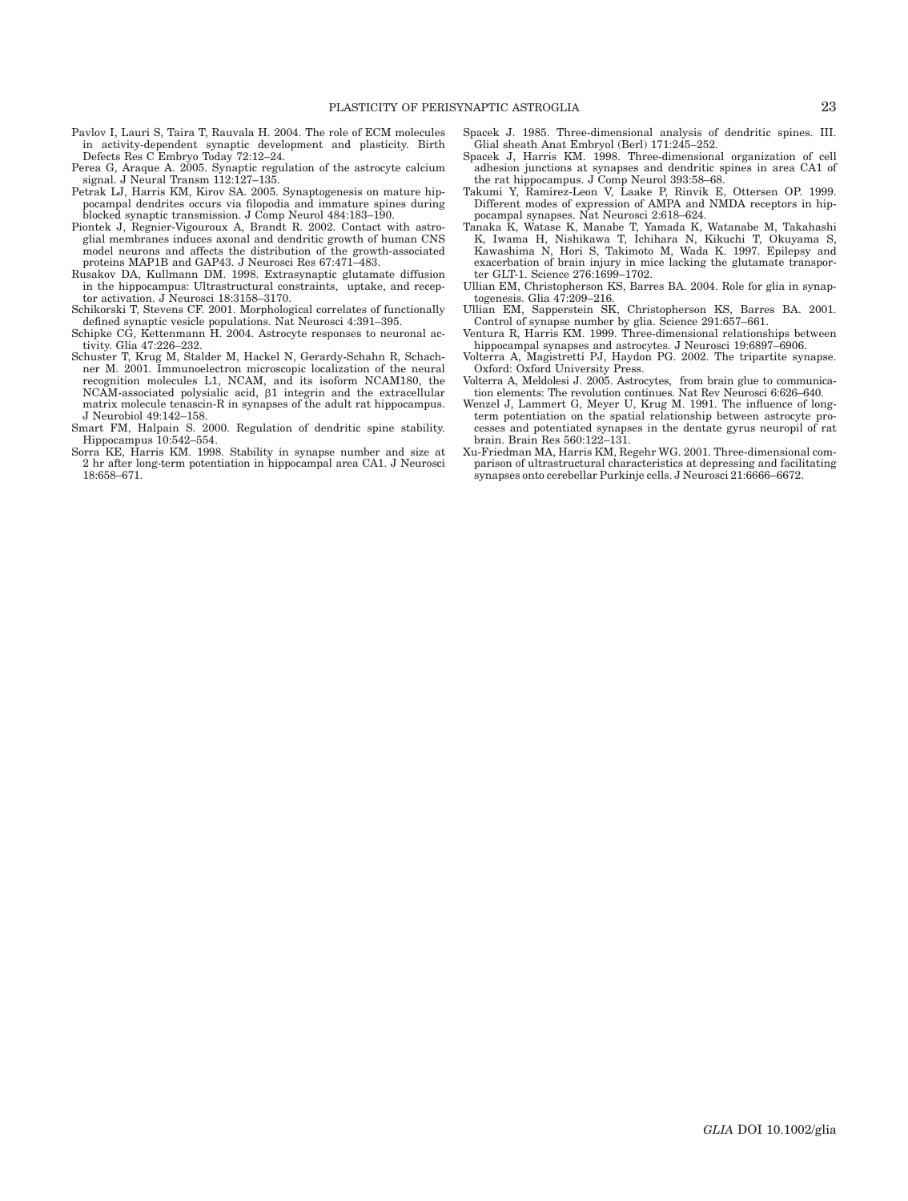Pavlov I, Lauri S, Taira T, Rauvala H. 2004. The role of ECM molecules in activity-dependent synaptic development and plasticity. Birth Defects Res C Embryo Today 72:12–24.

Perea G, Araque A. 2005. Synaptic regulation of the astrocyte calcium signal. J Neural Transm 112:127–135.

Petrak LJ, Harris KM, Kirov SA. 2005. Synaptogenesis on mature hippocampal dendrites occurs via filopodia and immature spines during blocked synaptic transmission. J Comp Neurol 484:183–190.

Piontek J, Regnier-Vigouroux A, Brandt R. 2002. Contact with astroglial membranes induces axonal and dendritic growth of human CNS model neurons and affects the distribution of the growth-associated proteins MAP1B and GAP43. J Neurosci Res 67:471–483.

Rusakov DA, Kullmann DM. 1998. Extrasynaptic glutamate diffusion in the hippocampus: Ultrastructural constraints, uptake, and receptor activation. J Neurosci 18:3158–3170.

Schikorski T, Stevens CF. 2001. Morphological correlates of functionally defined synaptic vesicle populations. Nat Neurosci 4:391–395.

Schipke CG, Kettenmann H. 2004. Astrocyte responses to neuronal activity. Glia 47:226–232.

Schuster T, Krug M, Stalder M, Hackel N, Gerardy-Schahn R, Schachner M. 2001. Immunoelectron microscopic localization of the neural recognition molecules L1, NCAM, and its isoform NCAM180, the NCAM-associated polysialic acid, β1 integrin and the extracellular matrix molecule tenascin-R in synapses of the adult rat hippocampus. J Neurobiol 49:142–158.

Smart FM, Halpain S. 2000. Regulation of dendritic spine stability. Hippocampus 10:542–554.

Sorra KE, Harris KM. 1998. Stability in synapse number and size at 2 hr after long-term potentiation in hippocampal area CA1. J Neurosci 18:658–671.

Spacek J. 1985. Three-dimensional analysis of dendritic spines. III. Glial sheath Anat Embryol (Berl) 171:245–252.

Spacek J, Harris KM. 1998. Three-dimensional organization of cell adhesion junctions at synapses and dendritic spines in area CA1 of the rat hippocampus. J Comp Neurol 393:58–68.

Takumi Y, Ramirez-Leon V, Laake P, Rinvik E, Ottersen OP. 1999. Different modes of expression of AMPA and NMDA receptors in hippocampal synapses. Nat Neurosci 2:618–624.

Tanaka K, Watase K, Manabe T, Yamada K, Watanabe M, Takahashi K, Iwama H, Nishikawa T, Ichihara N, Kikuchi T, Okuyama S, Kawashima N, Hori S, Takimoto M, Wada K. 1997. Epilepsy and exacerbation of brain injury in mice lacking the glutamate transporter GLT-1. Science 276:1699–1702.

Ullian EM, Christopherson KS, Barres BA. 2004. Role for glia in synaptogenesis. Glia 47:209–216.

Ullian EM, Sapperstein SK, Christopherson KS, Barres BA. 2001. Control of synapse number by glia. Science 291:657–661.

Ventura R, Harris KM. 1999. Three-dimensional relationships between hippocampal synapses and astrocytes. J Neurosci 19:6897–6906.

Volterra A, Magistretti PJ, Haydon PG. 2002. The tripartite synapse. Oxford: Oxford University Press.

Volterra A, Meldolesi J. 2005. Astrocytes, from brain glue to communication elements: The revolution continues. Nat Rev Neurosci 6:626–640.

Wenzel J, Lammert G, Meyer U, Krug M. 1991. The influence of long-term potentiation on the spatial relationship between astrocyte processes and potentiated synapses in the dentate gyrus neuropil of rat brain. Brain Res 560:122–131.

Xu-Friedman MA, Harris KM, Regehr WG. 2001. Three-dimensional comparison of ultrastructural characteristics at depressing and facilitating synapses onto cerebellar Purkinje cells. J Neurosci 21:6666–6672.